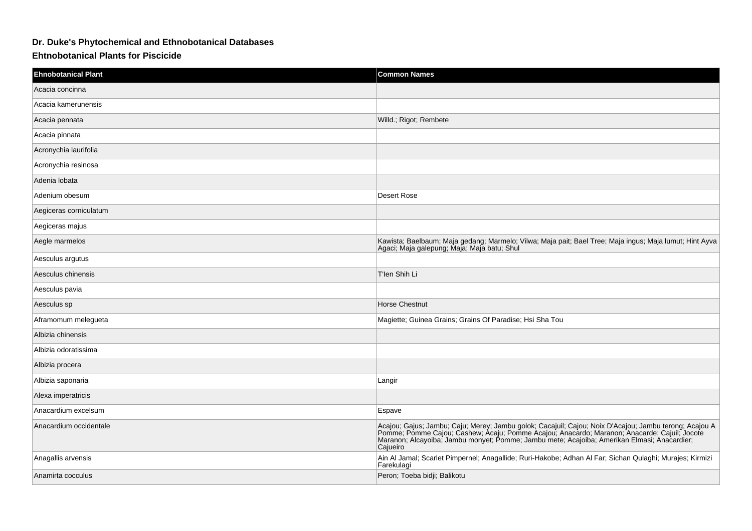# Dr. Duke's Phytochemical and Ethnobotanical Databases

## Ehtnobotanical Plants for Piscicide

| Ehnobotanical Plant | Common Names |
|---|---|
| Acacia concinna | |
| Acacia kamerunensis | |
| Acacia pennata | Willd.; Rigot; Rembete |
| Acacia pinnata | |
| Acronychia laurifolia | |
| Acronychia resinosa | |
| Adenia lobata | |
| Adenium obesum | Desert Rose |
| Aegiceras corniculatum | |
| Aegiceras majus | |
| Aegle marmelos | Kawista; Baelbaum; Maja gedang; Marmelo; Vilwa; Maja pait; Bael Tree; Maja ingus; Maja lumut; Hint Ayva Agaci; Maja galepung; Maja; Maja batu; Shul |
| Aesculus argutus | |
| Aesculus chinensis | T'Ien Shih Li |
| Aesculus pavia | |
| Aesculus sp | Horse Chestnut |
| Aframomum melegueta | Magiette; Guinea Grains; Grains Of Paradise; Hsi Sha Tou |
| Albizia chinensis | |
| Albizia odoratissima | |
| Albizia procera | |
| Albizia saponaria | Langir |
| Alexa imperatricis | |
| Anacardium excelsum | Espave |
| Anacardium occidentale | Acajou; Gajus; Jambu; Caju; Merey; Jambu golok; Cacajuil; Cajou; Noix D'Acajou; Jambu terong; Acajou A Pomme; Pomme Cajou; Cashew; Acaju; Pomme Acajou; Anacardo; Maranon; Anacarde; Cajuil; Jocote Maranon; Alcayoiba; Jambu monyet; Pomme; Jambu mete; Acajoiba; Amerikan Elmasi; Anacardier; Cajueiro |
| Anagallis arvensis | Ain Al Jamal; Scarlet Pimpernel; Anagallide; Ruri-Hakobe; Adhan Al Far; Sichan Qulaghi; Murajes; Kirmizi Farekulagi |
| Anamirta cocculus | Peron; Toeba bidji; Balikotu |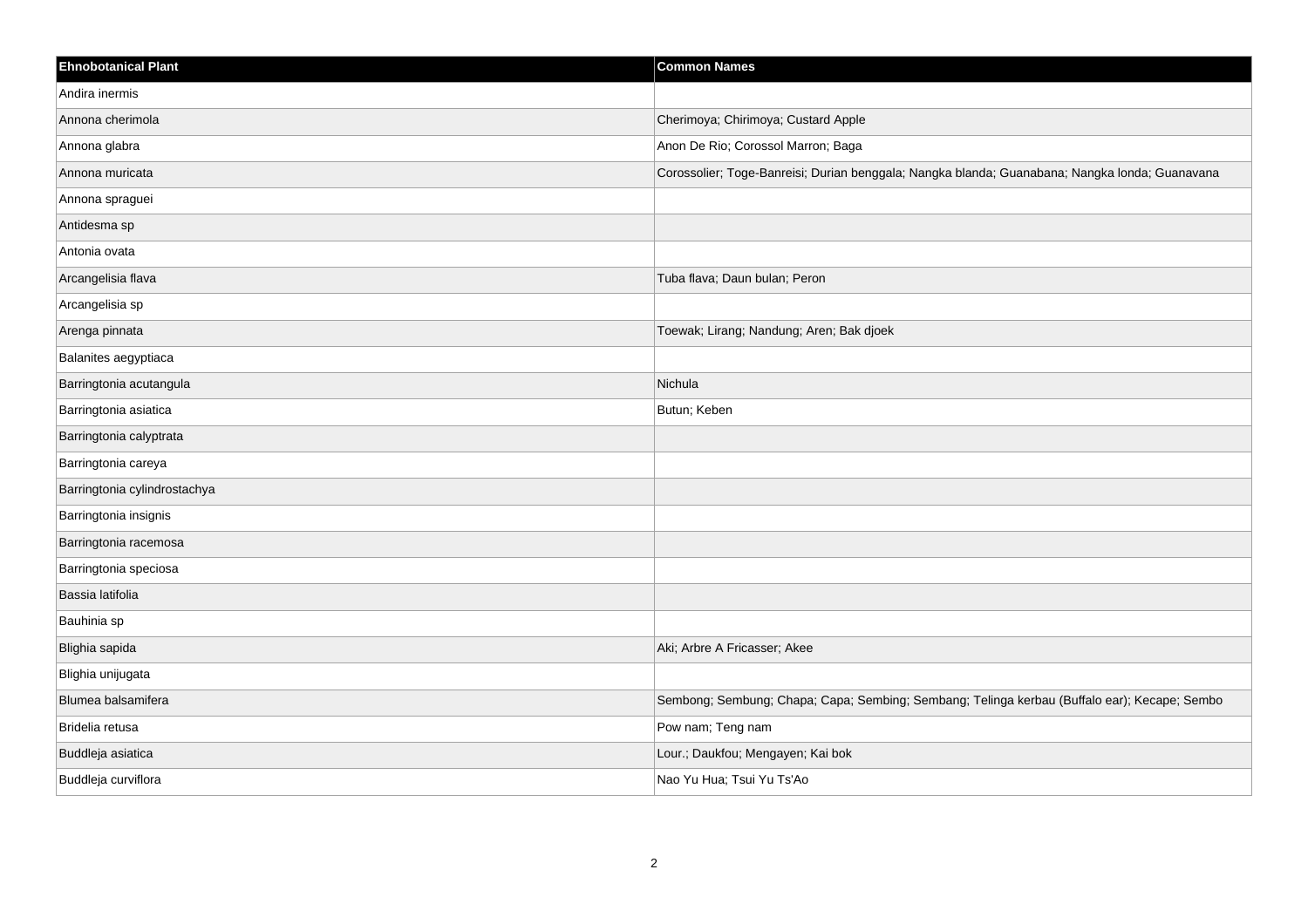| Ehnobotanical Plant | Common Names |
| --- | --- |
| Andira inermis | |
| Annona cherimola | Cherimoya; Chirimoya; Custard Apple |
| Annona glabra | Anon De Rio; Corossol Marron; Baga |
| Annona muricata | Corossolier; Toge-Banreisi; Durian benggala; Nangka blanda; Guanabana; Nangka londa; Guanavana |
| Annona spraguei | |
| Antidesma sp | |
| Antonia ovata | |
| Arcangelisia flava | Tuba flava; Daun bulan; Peron |
| Arcangelisia sp | |
| Arenga pinnata | Toewak; Lirang; Nandung; Aren; Bak djoek |
| Balanites aegyptiaca | |
| Barringtonia acutangula | Nichula |
| Barringtonia asiatica | Butun; Keben |
| Barringtonia calyptrata | |
| Barringtonia careya | |
| Barringtonia cylindrostachya | |
| Barringtonia insignis | |
| Barringtonia racemosa | |
| Barringtonia speciosa | |
| Bassia latifolia | |
| Bauhinia sp | |
| Blighia sapida | Aki; Arbre A Fricasser; Akee |
| Blighia unijugata | |
| Blumea balsamifera | Sembong; Sembung; Chapa; Capa; Sembing; Sembang; Telinga kerbau (Buffalo ear); Kecape; Sembo |
| Bridelia retusa | Pow nam; Teng nam |
| Buddleja asiatica | Lour.; Daukfou; Mengayen; Kai bok |
| Buddleja curviflora | Nao Yu Hua; Tsui Yu Ts'Ao |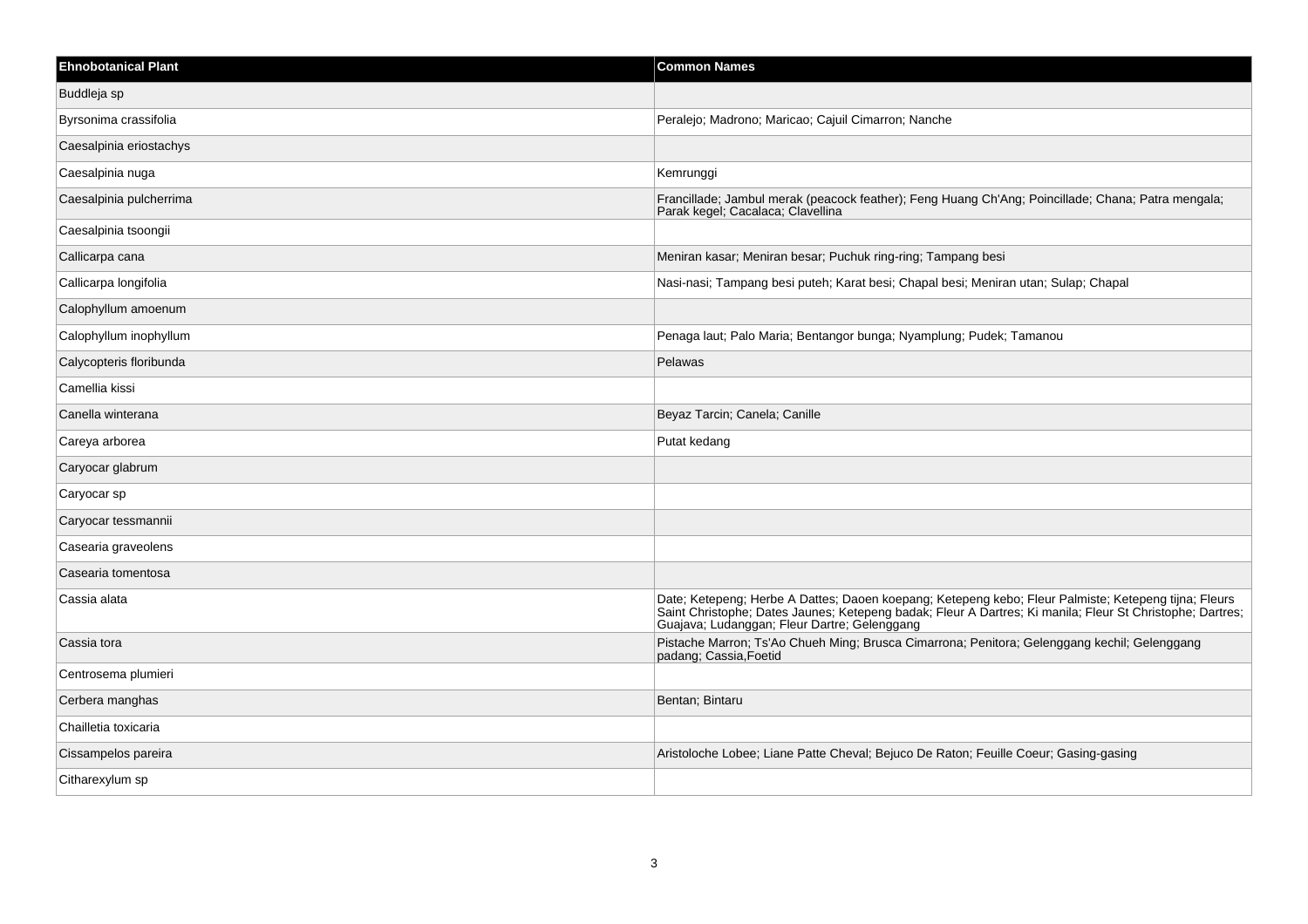| Ehnobotanical Plant | Common Names |
| --- | --- |
| Buddleja sp | |
| Byrsonima crassifolia | Peralejo; Madrono; Maricao; Cajuil Cimarron; Nanche |
| Caesalpinia eriostachys | |
| Caesalpinia nuga | Kemrunggi |
| Caesalpinia pulcherrima | Francillade; Jambul merak (peacock feather); Feng Huang Ch'Ang; Poincillade; Chana; Patra mengala; Parak kegel; Cacalaca; Clavellina |
| Caesalpinia tsoongii | |
| Callicarpa cana | Meniran kasar; Meniran besar; Puchuk ring-ring; Tampang besi |
| Callicarpa longifolia | Nasi-nasi; Tampang besi puteh; Karat besi; Chapal besi; Meniran utan; Sulap; Chapal |
| Calophyllum amoenum | |
| Calophyllum inophyllum | Penaga laut; Palo Maria; Bentangor bunga; Nyamplung; Pudek; Tamanou |
| Calycopteris floribunda | Pelawas |
| Camellia kissi | |
| Canella winterana | Beyaz Tarcin; Canela; Canille |
| Careya arborea | Putat kedang |
| Caryocar glabrum | |
| Caryocar sp | |
| Caryocar tessmannii | |
| Casearia graveolens | |
| Casearia tomentosa | |
| Cassia alata | Date; Ketepeng; Herbe A Dattes; Daoen koepang; Ketepeng kebo; Fleur Palmiste; Ketepeng tijna; Fleurs Saint Christophe; Dates Jaunes; Ketepeng badak; Fleur A Dartres; Ki manila; Fleur St Christophe; Dartres; Guajava; Ludanggan; Fleur Dartre; Gelenggang |
| Cassia tora | Pistache Marron; Ts'Ao Chueh Ming; Brusca Cimarrona; Penitora; Gelenggang kechil; Gelenggang padang; Cassia,Foetid |
| Centrosema plumieri | |
| Cerbera manghas | Bentan; Bintaru |
| Chailletia toxicaria | |
| Cissampelos pareira | Aristoloche Lobee; Liane Patte Cheval; Bejuco De Raton; Feuille Coeur; Gasing-gasing |
| Citharexylum sp | |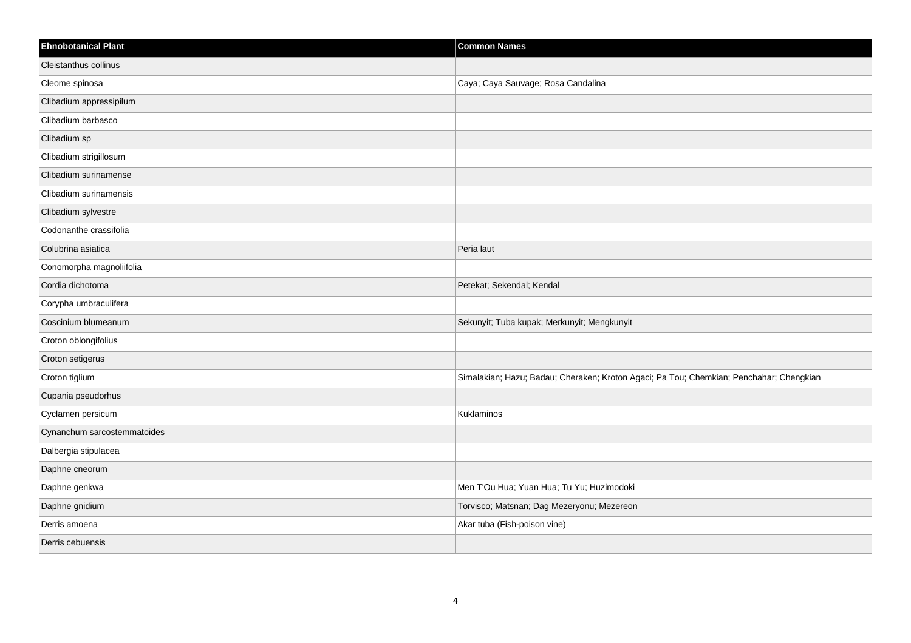| Ehnobotanical Plant | Common Names |
| --- | --- |
| Cleistanthus collinus | |
| Cleome spinosa | Caya; Caya Sauvage; Rosa Candalina |
| Clibadium appressipilum | |
| Clibadium barbasco | |
| Clibadium sp | |
| Clibadium strigillosum | |
| Clibadium surinamense | |
| Clibadium surinamensis | |
| Clibadium sylvestre | |
| Codonanthe crassifolia | |
| Colubrina asiatica | Peria laut |
| Conomorpha magnoliifolia | |
| Cordia dichotoma | Petekat; Sekendal; Kendal |
| Corypha umbraculifera | |
| Coscinium blumeanum | Sekunyit; Tuba kupak; Merkunyit; Mengkunyit |
| Croton oblongifolius | |
| Croton setigerus | |
| Croton tiglium | Simalakian; Hazu; Badau; Cheraken; Kroton Agaci; Pa Tou; Chemkian; Penchahar; Chengkian |
| Cupania pseudorhus | |
| Cyclamen persicum | Kuklaminos |
| Cynanchum sarcostemmatoides | |
| Dalbergia stipulacea | |
| Daphne cneorum | |
| Daphne genkwa | Men T'Ou Hua; Yuan Hua; Tu Yu; Huzimodoki |
| Daphne gnidium | Torvisco; Matsnan; Dag Mezeryonu; Mezereon |
| Derris amoena | Akar tuba (Fish-poison vine) |
| Derris cebuensis | |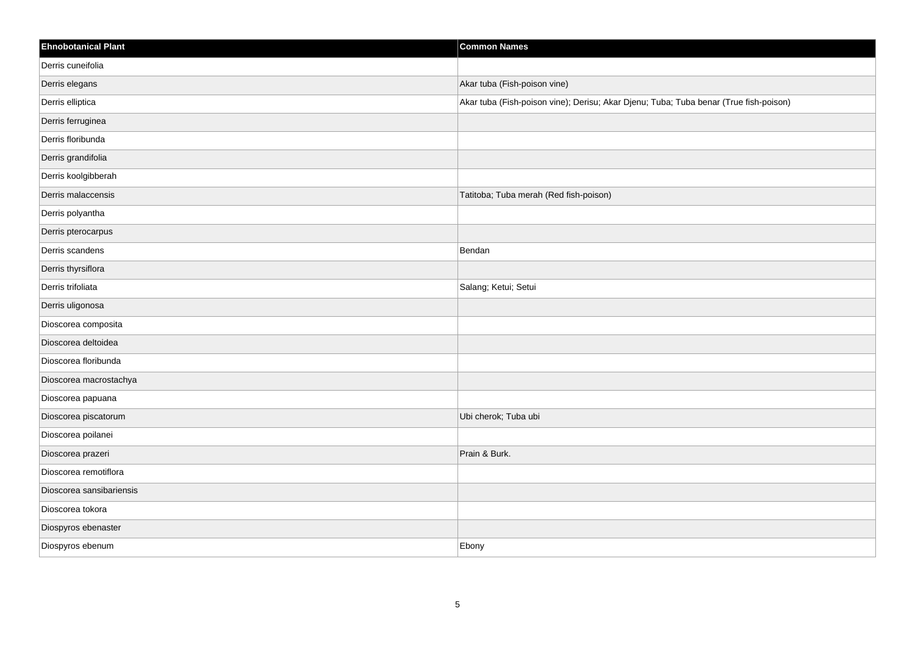| Ehnobotanical Plant | Common Names |
| --- | --- |
| Derris cuneifolia | |
| Derris elegans | Akar tuba (Fish-poison vine) |
| Derris elliptica | Akar tuba (Fish-poison vine); Derisu; Akar Djenu; Tuba; Tuba benar (True fish-poison) |
| Derris ferruginea | |
| Derris floribunda | |
| Derris grandifolia | |
| Derris koolgibberah | |
| Derris malaccensis | Tatitoba; Tuba merah (Red fish-poison) |
| Derris polyantha | |
| Derris pterocarpus | |
| Derris scandens | Bendan |
| Derris thyrsiflora | |
| Derris trifoliata | Salang; Ketui; Setui |
| Derris uligonosa | |
| Dioscorea composita | |
| Dioscorea deltoidea | |
| Dioscorea floribunda | |
| Dioscorea macrostachya | |
| Dioscorea papuana | |
| Dioscorea piscatorum | Ubi cherok; Tuba ubi |
| Dioscorea poilanei | |
| Dioscorea prazeri | Prain & Burk. |
| Dioscorea remotiflora | |
| Dioscorea sansibariensis | |
| Dioscorea tokora | |
| Diospyros ebenaster | |
| Diospyros ebenum | Ebony |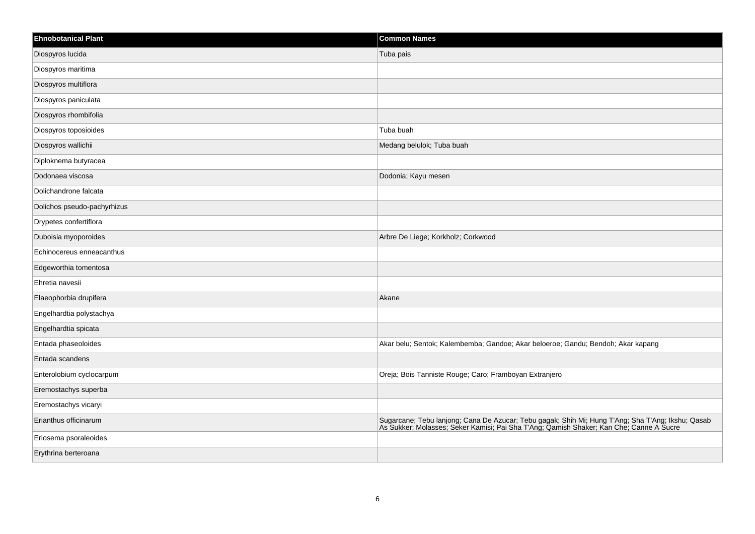| Ehnobotanical Plant | Common Names |
| --- | --- |
| Diospyros lucida | Tuba pais |
| Diospyros maritima | |
| Diospyros multiflora | |
| Diospyros paniculata | |
| Diospyros rhombifolia | |
| Diospyros toposioides | Tuba buah |
| Diospyros wallichii | Medang belulok; Tuba buah |
| Diploknema butyracea | |
| Dodonaea viscosa | Dodonia; Kayu mesen |
| Dolichandrone falcata | |
| Dolichos pseudo-pachyrhizus | |
| Drypetes confertiflora | |
| Duboisia myoporoides | Arbre De Liege; Korkholz; Corkwood |
| Echinocereus enneacanthus | |
| Edgeworthia tomentosa | |
| Ehretia navesii | |
| Elaeophorbia drupifera | Akane |
| Engelhardtia polystachya | |
| Engelhardtia spicata | |
| Entada phaseoloides | Akar belu; Sentok; Kalembemba; Gandoe; Akar beloeroe; Gandu; Bendoh; Akar kapang |
| Entada scandens | |
| Enterolobium cyclocarpum | Oreja; Bois Tanniste Rouge; Caro; Framboyan Extranjero |
| Eremostachys superba | |
| Eremostachys vicaryi | |
| Erianthus officinarum | Sugarcane; Tebu lanjong; Cana De Azucar; Tebu gagak; Shih Mi; Hung T'Ang; Sha T'Ang; Ikshu; Qasab As Sukker; Molasses; Seker Kamisi; Pai Sha T'Ang; Qamish Shaker; Kan Che; Canne A Sucre |
| Eriosema psoraleoides | |
| Erythrina berteroana | |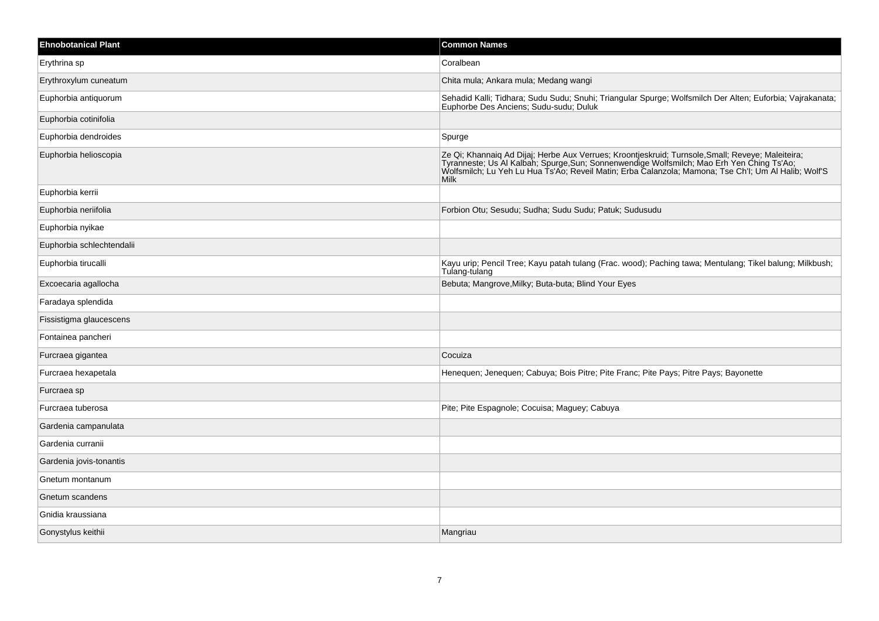| Ehnobotanical Plant | Common Names |
| --- | --- |
| Erythrina sp | Coralbean |
| Erythroxylum cuneatum | Chita mula; Ankara mula; Medang wangi |
| Euphorbia antiquorum | Sehadid Kalli; Tidhara; Sudu Sudu; Snuhi; Triangular Spurge; Wolfsmilch Der Alten; Euforbia; Vajrakanata; Euphorbe Des Anciens; Sudu-sudu; Duluk |
| Euphorbia cotinifolia | |
| Euphorbia dendroides | Spurge |
| Euphorbia helioscopia | Ze Qi; Khannaiq Ad Dijaj; Herbe Aux Verrues; Kroontjeskruid; Turnsole,Small; Reveye; Maleiteira; Tyranneste; Us Al Kalbah; Spurge,Sun; Sonnenwendige Wolfsmilch; Mao Erh Yen Ching Ts'Ao; Wolfsmilch; Lu Yeh Lu Hua Ts'Ao; Reveil Matin; Erba Calanzola; Mamona; Tse Ch'I; Um Al Halib; Wolf'S Milk |
| Euphorbia kerrii | |
| Euphorbia neriifolia | Forbion Otu; Sesudu; Sudha; Sudu Sudu; Patuk; Sudusudu |
| Euphorbia nyikae | |
| Euphorbia schlechtendalii | |
| Euphorbia tirucalli | Kayu urip; Pencil Tree; Kayu patah tulang (Frac. wood); Paching tawa; Mentulang; Tikel balung; Milkbush; Tulang-tulang |
| Excoecaria agallocha | Bebuta; Mangrove,Milky; Buta-buta; Blind Your Eyes |
| Faradaya splendida | |
| Fissistigma glaucescens | |
| Fontainea pancheri | |
| Furcraea gigantea | Cocuiza |
| Furcraea hexapetala | Henequen; Jenequen; Cabuya; Bois Pitre; Pite Franc; Pite Pays; Pitre Pays; Bayonette |
| Furcraea sp | |
| Furcraea tuberosa | Pite; Pite Espagnole; Cocuisa; Maguey; Cabuya |
| Gardenia campanulata | |
| Gardenia curranii | |
| Gardenia jovis-tonantis | |
| Gnetum montanum | |
| Gnetum scandens | |
| Gnidia kraussiana | |
| Gonystylus keithii | Mangriau |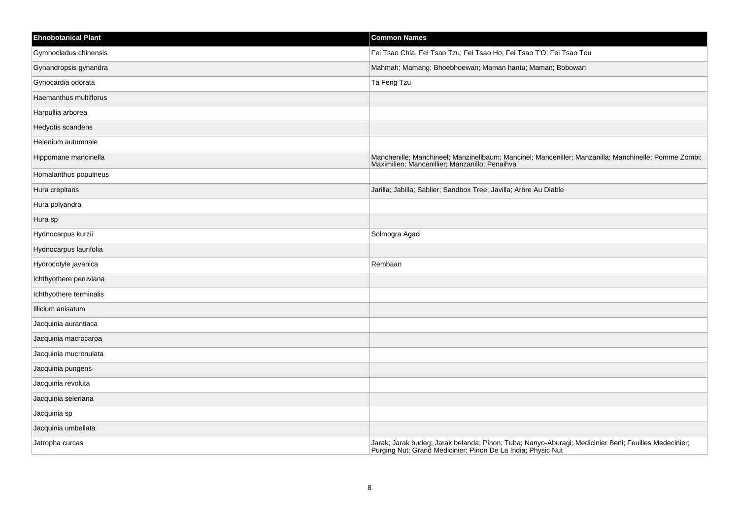| Ehnobotanical Plant | Common Names |
| --- | --- |
| Gymnocladus chinensis | Fei Tsao Chia; Fei Tsao Tzu; Fei Tsao Ho; Fei Tsao T'O; Fei Tsao Tou |
| Gynandropsis gynandra | Mahmah; Mamang; Bhoebhoewan; Maman hantu; Maman; Bobowan |
| Gynocardia odorata | Ta Feng Tzu |
| Haemanthus multiflorus | |
| Harpullia arborea | |
| Hedyotis scandens | |
| Helenium autumnale | |
| Hippomane mancinella | Manchenille; Manchineel; Manzinellbaum; Mancinel; Manceniller; Manzanilla; Manchinelle; Pomme Zombi; Maximilien; Mancenillier; Manzanillo; Penaihva |
| Homalanthus populneus | |
| Hura crepitans | Jarilla; Jabilla; Sablier; Sandbox Tree; Javilla; Arbre Au Diable |
| Hura polyandra | |
| Hura sp | |
| Hydnocarpus kurzii | Solmogra Agaci |
| Hydnocarpus laurifolia | |
| Hydrocotyle javanica | Rembaan |
| Ichthyothere peruviana | |
| Ichthyothere terminalis | |
| Illicium anisatum | |
| Jacquinia aurantiaca | |
| Jacquinia macrocarpa | |
| Jacquinia mucronulata | |
| Jacquinia pungens | |
| Jacquinia revoluta | |
| Jacquinia seleriana | |
| Jacquinia sp | |
| Jacquinia umbellata | |
| Jatropha curcas | Jarak; Jarak budeg; Jarak belanda; Pinon; Tuba; Nanyo-Aburagi; Medicinier Beni; Feuilles Medecinier; Purging Nut; Grand Medicinier; Pinon De La India; Physic Nut |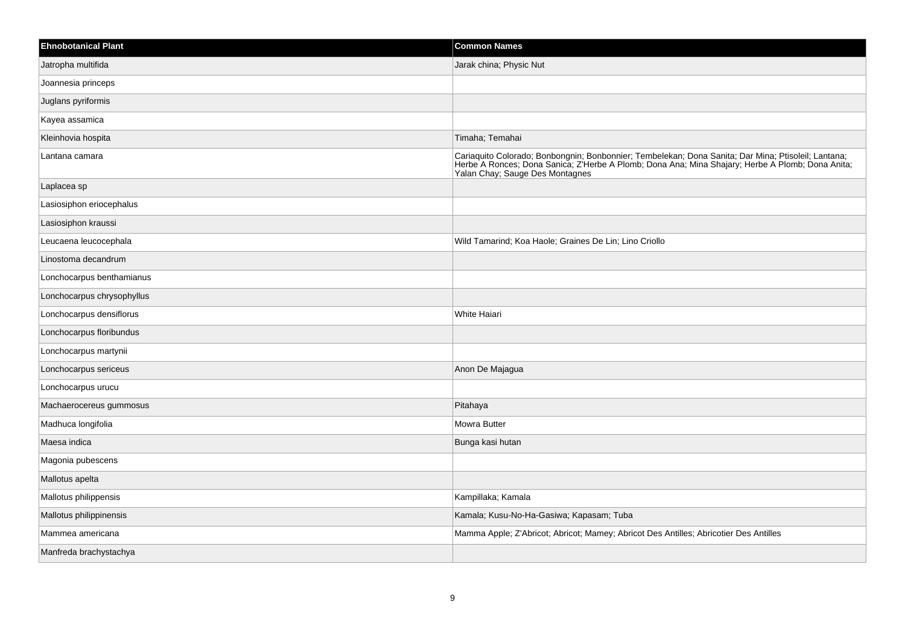| Ehnobotanical Plant | Common Names |
| --- | --- |
| Jatropha multifida | Jarak china; Physic Nut |
| Joannesia princeps | |
| Juglans pyriformis | |
| Kayea assamica | |
| Kleinhovia hospita | Timaha; Temahai |
| Lantana camara | Cariaquito Colorado; Bonbongnin; Bonbonnier; Tembelekan; Dona Sanita; Dar Mina; Ptisoleil; Lantana; Herbe A Ronces; Dona Sanica; Z'Herbe A Plomb; Dona Ana; Mina Shajary; Herbe A Plomb; Dona Anita; Yalan Chay; Sauge Des Montagnes |
| Laplacea sp | |
| Lasiosiphon eriocephalus | |
| Lasiosiphon kraussi | |
| Leucaena leucocephala | Wild Tamarind; Koa Haole; Graines De Lin; Lino Criollo |
| Linostoma decandrum | |
| Lonchocarpus benthamianus | |
| Lonchocarpus chrysophyllus | |
| Lonchocarpus densiflorus | White Haiari |
| Lonchocarpus floribundus | |
| Lonchocarpus martynii | |
| Lonchocarpus sericeus | Anon De Majagua |
| Lonchocarpus urucu | |
| Machaerocereus gummosus | Pitahaya |
| Madhuca longifolia | Mowra Butter |
| Maesa indica | Bunga kasi hutan |
| Magonia pubescens | |
| Mallotus apelta | |
| Mallotus philippensis | Kampillaka; Kamala |
| Mallotus philippinensis | Kamala; Kusu-No-Ha-Gasiwa; Kapasam; Tuba |
| Mammea americana | Mamma Apple; Z'Abricot; Abricot; Mamey; Abricot Des Antilles; Abricotier Des Antilles |
| Manfreda brachystachya | |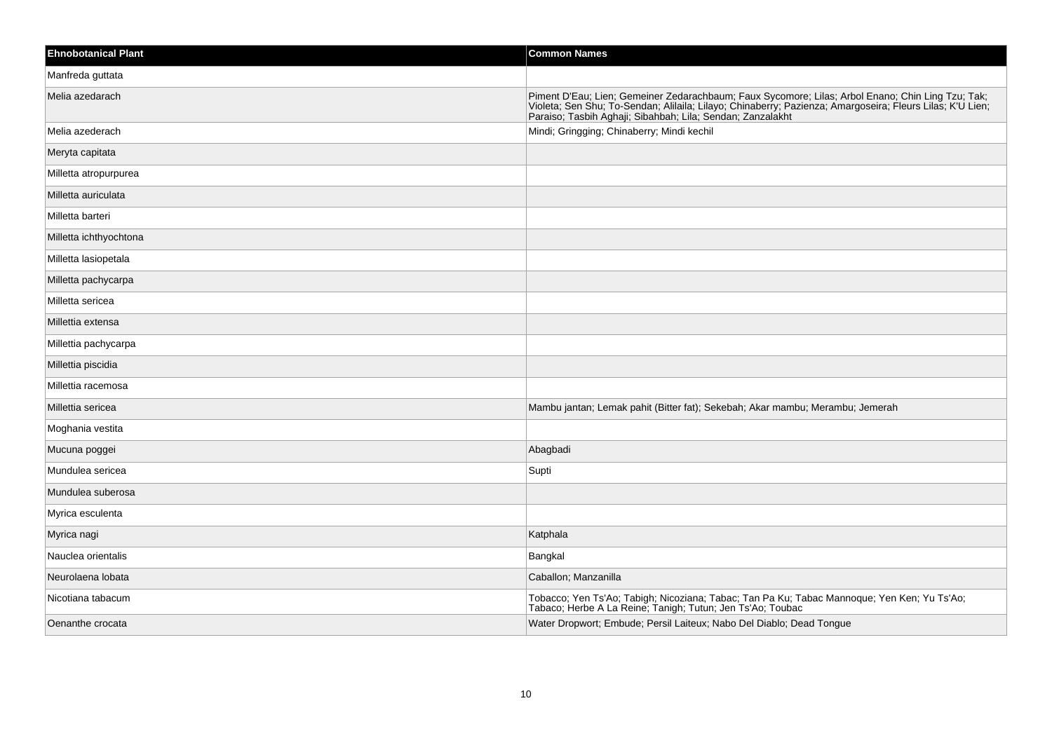| Ehnobotanical Plant | Common Names |
| --- | --- |
| Manfreda guttata | |
| Melia azedarach | Piment D'Eau; Lien; Gemeiner Zedarachbaum; Faux Sycomore; Lilas; Arbol Enano; Chin Ling Tzu; Tak; Violeta; Sen Shu; To-Sendan; Alilaila; Lilayo; Chinaberry; Pazienza; Amargoseira; Fleurs Lilas; K'U Lien; Paraiso; Tasbih Aghaji; Sibahbah; Lila; Sendan; Zanzalakht |
| Melia azederach | Mindi; Gringging; Chinaberry; Mindi kechil |
| Meryta capitata | |
| Milletta atropurpurea | |
| Milletta auriculata | |
| Milletta barteri | |
| Milletta ichthyochtona | |
| Milletta lasiopetala | |
| Milletta pachycarpa | |
| Milletta sericea | |
| Millettia extensa | |
| Millettia pachycarpa | |
| Millettia piscidia | |
| Millettia racemosa | |
| Millettia sericea | Mambu jantan; Lemak pahit (Bitter fat); Sekebah; Akar mambu; Merambu; Jemerah |
| Moghania vestita | |
| Mucuna poggei | Abagbadi |
| Mundulea sericea | Supti |
| Mundulea suberosa | |
| Myrica esculenta | |
| Myrica nagi | Katphala |
| Nauclea orientalis | Bangkal |
| Neurolaena lobata | Caballon; Manzanilla |
| Nicotiana tabacum | Tobacco; Yen Ts'Ao; Tabigh; Nicoziana; Tabac; Tan Pa Ku; Tabac Mannoque; Yen Ken; Yu Ts'Ao; Tabaco; Herbe A La Reine; Tanigh; Tutun; Jen Ts'Ao; Toubac |
| Oenanthe crocata | Water Dropwort; Embude; Persil Laiteux; Nabo Del Diablo; Dead Tongue |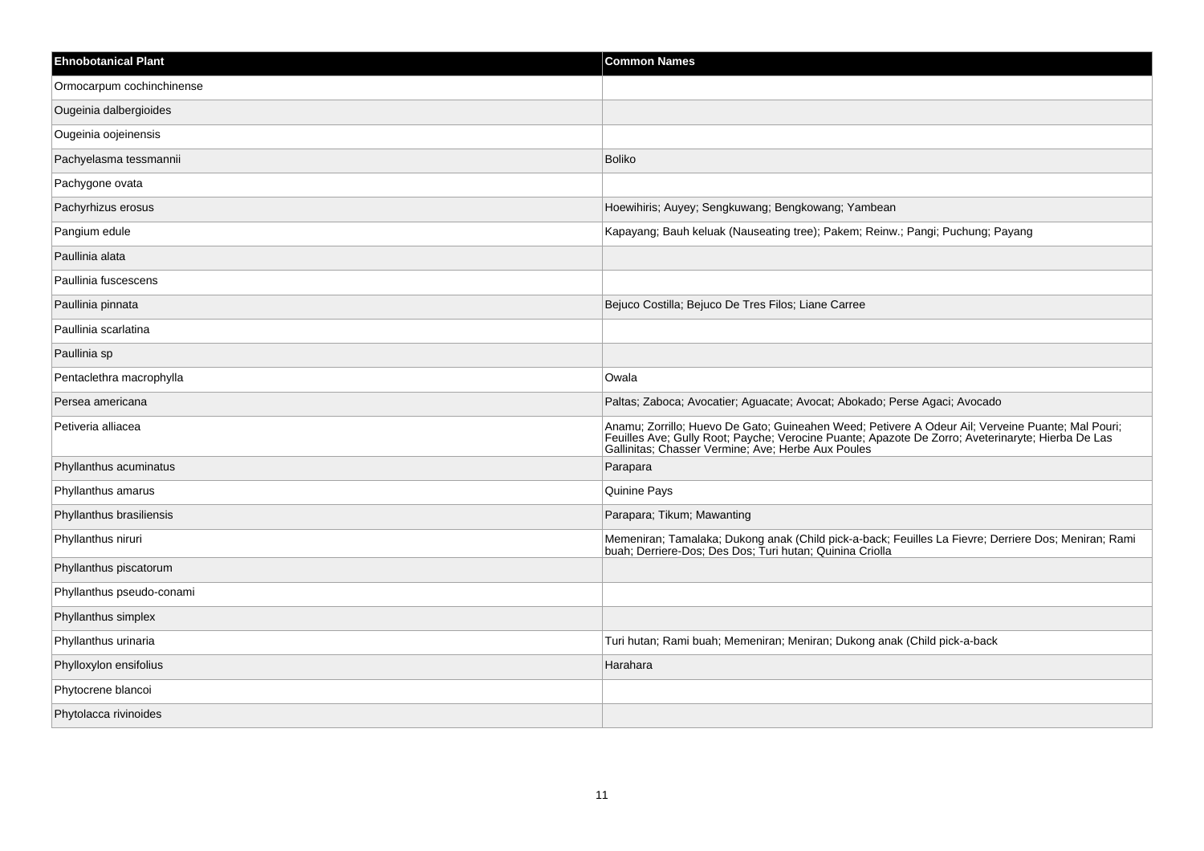| Ehnobotanical Plant | Common Names |
| --- | --- |
| Ormocarpum cochinchinense | |
| Ougeinia dalbergioides | |
| Ougeinia oojeinensis | |
| Pachyelasma tessmannii | Boliko |
| Pachygone ovata | |
| Pachyrhizus erosus | Hoewihiris; Auyey; Sengkuwang; Bengkowang; Yambean |
| Pangium edule | Kapayang; Bauh keluak (Nauseating tree); Pakem; Reinw.; Pangi; Puchung; Payang |
| Paullinia alata | |
| Paullinia fuscescens | |
| Paullinia pinnata | Bejuco Costilla; Bejuco De Tres Filos; Liane Carree |
| Paullinia scarlatina | |
| Paullinia sp | |
| Pentaclethra macrophylla | Owala |
| Persea americana | Paltas; Zaboca; Avocatier; Aguacate; Avocat; Abokado; Perse Agaci; Avocado |
| Petiveria alliacea | Anamu; Zorrillo; Huevo De Gato; Guineahen Weed; Petivere A Odeur Ail; Verveine Puante; Mal Pouri; Feuilles Ave; Gully Root; Payche; Verocine Puante; Apazote De Zorro; Aveterinaryte; Hierba De Las Gallinitas; Chasser Vermine; Ave; Herbe Aux Poules |
| Phyllanthus acuminatus | Parapara |
| Phyllanthus amarus | Quinine Pays |
| Phyllanthus brasiliensis | Parapara; Tikum; Mawanting |
| Phyllanthus niruri | Memeniran; Tamalaka; Dukong anak (Child pick-a-back; Feuilles La Fievre; Derriere Dos; Meniran; Rami buah; Derriere-Dos; Des Dos; Turi hutan; Quinina Criolla |
| Phyllanthus piscatorum | |
| Phyllanthus pseudo-conami | |
| Phyllanthus simplex | |
| Phyllanthus urinaria | Turi hutan; Rami buah; Memeniran; Meniran; Dukong anak (Child pick-a-back |
| Phylloxylon ensifolius | Harahara |
| Phytocrene blancoi | |
| Phytolacca rivinoides | |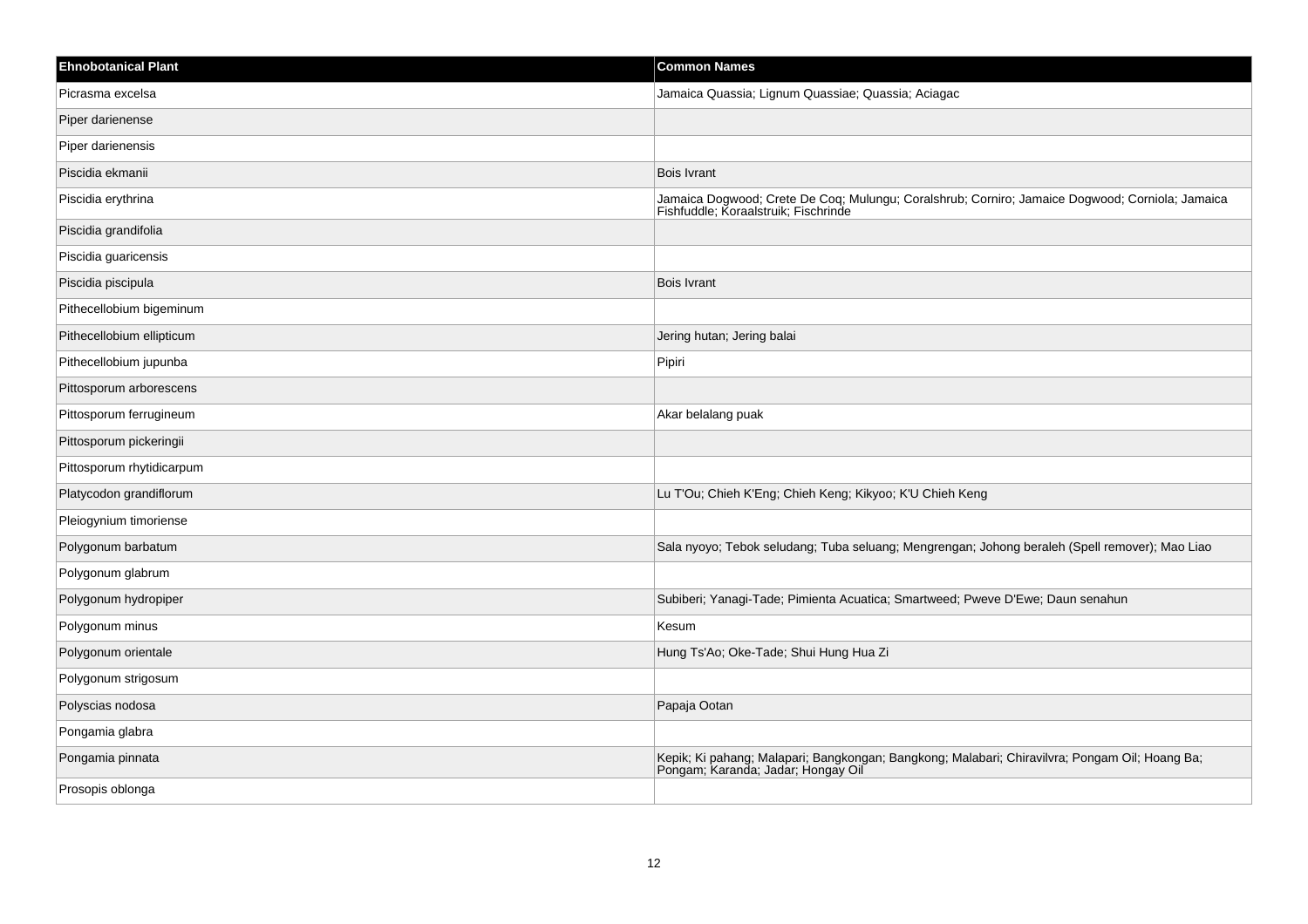| Ehnobotanical Plant | Common Names |
| --- | --- |
| Picrasma excelsa | Jamaica Quassia; Lignum Quassiae; Quassia; Aciagac |
| Piper darienense | |
| Piper darienensis | |
| Piscidia ekmanii | Bois Ivrant |
| Piscidia erythrina | Jamaica Dogwood; Crete De Coq; Mulungu; Coralshrub; Corniro; Jamaice Dogwood; Corniola; Jamaica Fishfuddle; Koraalstruik; Fischrinde |
| Piscidia grandifolia | |
| Piscidia guaricensis | |
| Piscidia piscipula | Bois Ivrant |
| Pithecellobium bigeminum | |
| Pithecellobium ellipticum | Jering hutan; Jering balai |
| Pithecellobium jupunba | Pipiri |
| Pittosporum arborescens | |
| Pittosporum ferrugineum | Akar belalang puak |
| Pittosporum pickeringii | |
| Pittosporum rhytidicarpum | |
| Platycodon grandiflorum | Lu T'Ou; Chieh K'Eng; Chieh Keng; Kikyoo; K'U Chieh Keng |
| Pleiogynium timoriense | |
| Polygonum barbatum | Sala nyoyo; Tebok seludang; Tuba seluang; Mengrengan; Johong beraleh (Spell remover); Mao Liao |
| Polygonum glabrum | |
| Polygonum hydropiper | Subiberi; Yanagi-Tade; Pimienta Acuatica; Smartweed; Pweve D'Ewe; Daun senahun |
| Polygonum minus | Kesum |
| Polygonum orientale | Hung Ts'Ao; Oke-Tade; Shui Hung Hua Zi |
| Polygonum strigosum | |
| Polyscias nodosa | Papaja Ootan |
| Pongamia glabra | |
| Pongamia pinnata | Kepik; Ki pahang; Malapari; Bangkongan; Bangkong; Malabari; Chiravilvra; Pongam Oil; Hoang Ba; Pongam; Karanda; Jadar; Hongay Oil |
| Prosopis oblonga | |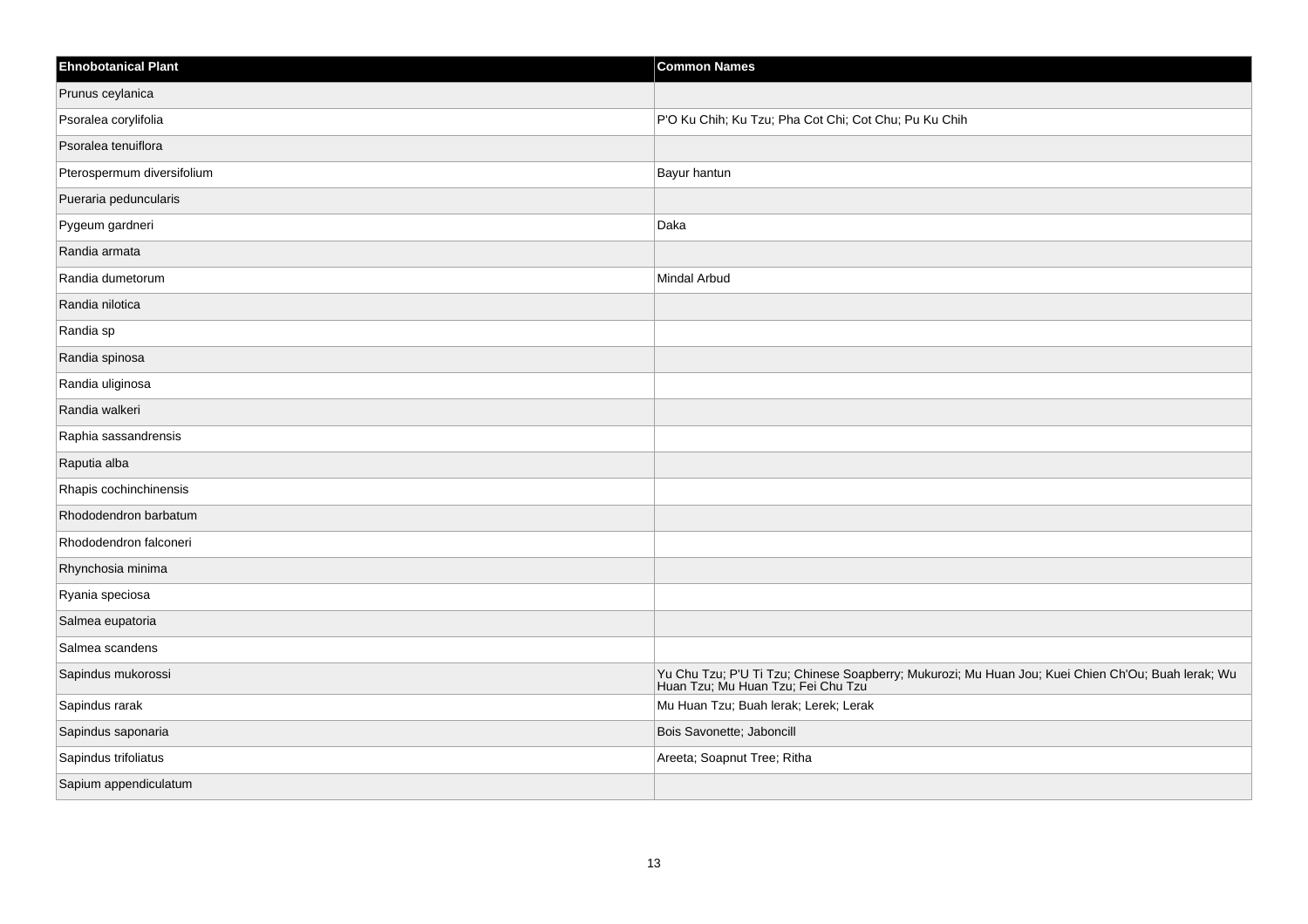| Ehnobotanical Plant | Common Names |
| --- | --- |
| Prunus ceylanica | |
| Psoralea corylifolia | P'O Ku Chih; Ku Tzu; Pha Cot Chi; Cot Chu; Pu Ku Chih |
| Psoralea tenuiflora | |
| Pterospermum diversifolium | Bayur hantun |
| Pueraria peduncularis | |
| Pygeum gardneri | Daka |
| Randia armata | |
| Randia dumetorum | Mindal Arbud |
| Randia nilotica | |
| Randia sp | |
| Randia spinosa | |
| Randia uliginosa | |
| Randia walkeri | |
| Raphia sassandrensis | |
| Raputia alba | |
| Rhapis cochinchinensis | |
| Rhododendron barbatum | |
| Rhododendron falconeri | |
| Rhynchosia minima | |
| Ryania speciosa | |
| Salmea eupatoria | |
| Salmea scandens | |
| Sapindus mukorossi | Yu Chu Tzu; P'U Ti Tzu; Chinese Soapberry; Mukurozi; Mu Huan Jou; Kuei Chien Ch'Ou; Buah lerak; Wu Huan Tzu; Mu Huan Tzu; Fei Chu Tzu |
| Sapindus rarak | Mu Huan Tzu; Buah lerak; Lerek; Lerak |
| Sapindus saponaria | Bois Savonette; Jaboncill |
| Sapindus trifoliatus | Areeta; Soapnut Tree; Ritha |
| Sapium appendiculatum | |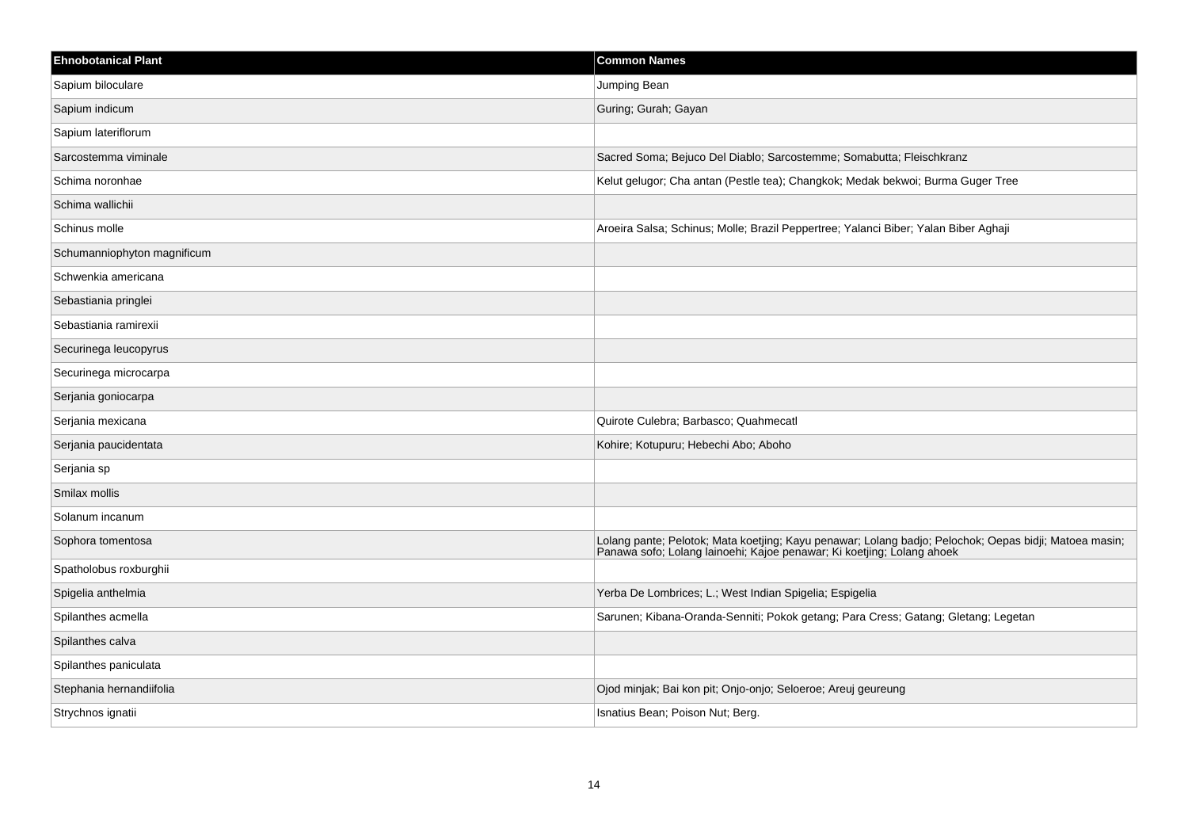| Ehnobotanical Plant | Common Names |
| --- | --- |
| Sapium biloculare | Jumping Bean |
| Sapium indicum | Guring; Gurah; Gayan |
| Sapium lateriflorum | |
| Sarcostemma viminale | Sacred Soma; Bejuco Del Diablo; Sarcostemme; Somabutta; Fleischkranz |
| Schima noronhae | Kelut gelugor; Cha antan (Pestle tea); Changkok; Medak bekwoi; Burma Guger Tree |
| Schima wallichii | |
| Schinus molle | Aroeira Salsa; Schinus; Molle; Brazil Peppertree; Yalanci Biber; Yalan Biber Aghaji |
| Schumanniophyton magnificum | |
| Schwenkia americana | |
| Sebastiania pringlei | |
| Sebastiania ramirexii | |
| Securinega leucopyrus | |
| Securinega microcarpa | |
| Serjania goniocarpa | |
| Serjania mexicana | Quirote Culebra; Barbasco; Quahmecatl |
| Serjania paucidentata | Kohire; Kotupuru; Hebechi Abo; Aboho |
| Serjania sp | |
| Smilax mollis | |
| Solanum incanum | |
| Sophora tomentosa | Lolang pante; Pelotok; Mata koetjing; Kayu penawar; Lolang badjo; Pelochok; Oepas bidji; Matoea masin; Panawa sofo; Lolang lainoehi; Kajoe penawar; Ki koetjing; Lolang ahoek |
| Spatholobus roxburghii | |
| Spigelia anthelmia | Yerba De Lombrices; L.; West Indian Spigelia; Espigelia |
| Spilanthes acmella | Sarunen; Kibana-Oranda-Senniti; Pokok getang; Para Cress; Gatang; Gletang; Legetan |
| Spilanthes calva | |
| Spilanthes paniculata | |
| Stephania hernandiifolia | Ojod minjak; Bai kon pit; Onjo-onjo; Seloeroe; Areuj geureung |
| Strychnos ignatii | Isnatius Bean; Poison Nut; Berg. |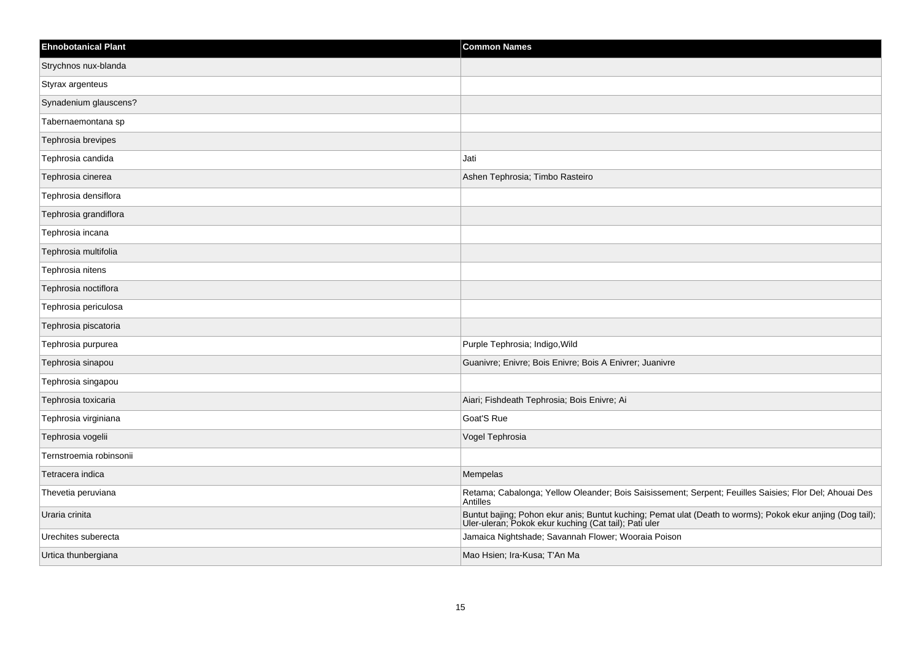| Ehnobotanical Plant | Common Names |
| --- | --- |
| Strychnos nux-blanda | |
| Styrax argenteus | |
| Synadenium glauscens? | |
| Tabernaemontana sp | |
| Tephrosia brevipes | |
| Tephrosia candida | Jati |
| Tephrosia cinerea | Ashen Tephrosia; Timbo Rasteiro |
| Tephrosia densiflora | |
| Tephrosia grandiflora | |
| Tephrosia incana | |
| Tephrosia multifolia | |
| Tephrosia nitens | |
| Tephrosia noctiflora | |
| Tephrosia periculosa | |
| Tephrosia piscatoria | |
| Tephrosia purpurea | Purple Tephrosia; Indigo,Wild |
| Tephrosia sinapou | Guanivre; Enivre; Bois Enivre; Bois A Enivrer; Juanivre |
| Tephrosia singapou | |
| Tephrosia toxicaria | Aiari; Fishdeath Tephrosia; Bois Enivre; Ai |
| Tephrosia virginiana | Goat'S Rue |
| Tephrosia vogelii | Vogel Tephrosia |
| Ternstroemia robinsonii | |
| Tetracera indica | Mempelas |
| Thevetia peruviana | Retama; Cabalonga; Yellow Oleander; Bois Saisissement; Serpent; Feuilles Saisies; Flor Del; Ahouai Des Antilles |
| Uraria crinita | Buntut bajing; Pohon ekur anis; Buntut kuching; Pemat ulat (Death to worms); Pokok ekur anjing (Dog tail); Uler-uleran; Pokok ekur kuching (Cat tail); Pati uler |
| Urechites suberecta | Jamaica Nightshade; Savannah Flower; Wooraia Poison |
| Urtica thunbergiana | Mao Hsien; Ira-Kusa; T'An Ma |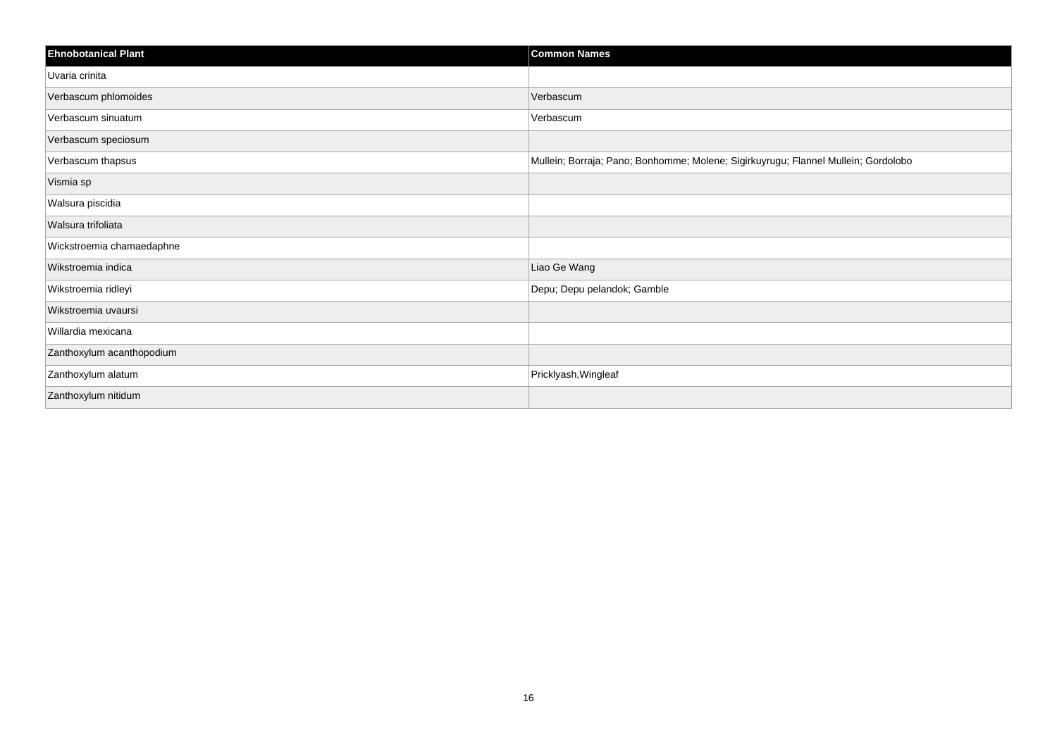| Ehnobotanical Plant | Common Names |
| --- | --- |
| Uvaria crinita | |
| Verbascum phlomoides | Verbascum |
| Verbascum sinuatum | Verbascum |
| Verbascum speciosum | |
| Verbascum thapsus | Mullein; Borraja; Pano; Bonhomme; Molene; Sigirkuyrugu; Flannel Mullein; Gordolobo |
| Vismia sp | |
| Walsura piscidia | |
| Walsura trifoliata | |
| Wickstroemia chamaedaphne | |
| Wikstroemia indica | Liao Ge Wang |
| Wikstroemia ridleyi | Depu; Depu pelandok; Gamble |
| Wikstroemia uvaursi | |
| Willardia mexicana | |
| Zanthoxylum acanthopodium | |
| Zanthoxylum alatum | Pricklyash,Wingleaf |
| Zanthoxylum nitidum | |